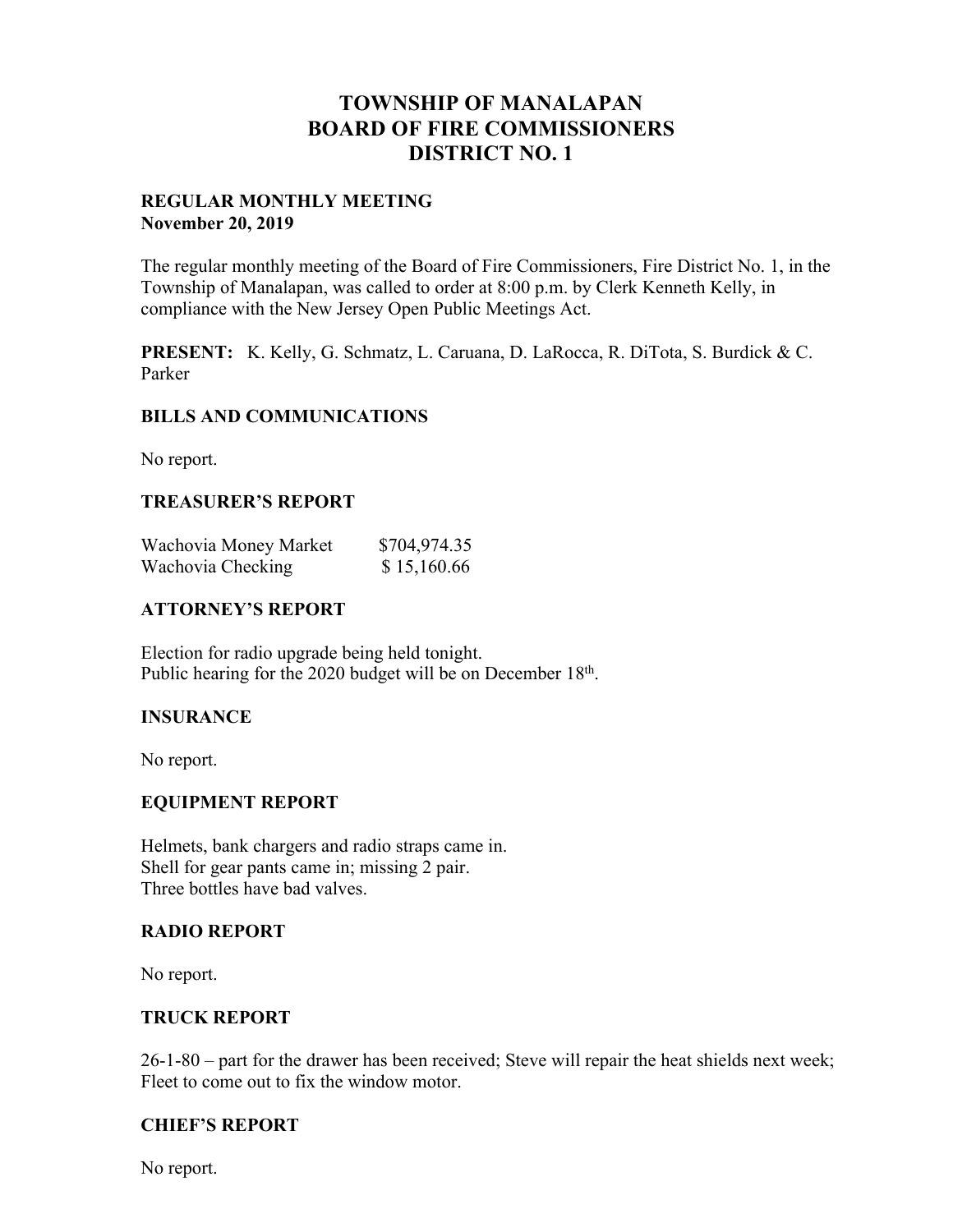# TOWNSHIP OF MANALAPAN
# BOARD OF FIRE COMMISSIONERS
# DISTRICT NO. 1

**REGULAR MONTHLY MEETING**
**November 20, 2019**

The regular monthly meeting of the Board of Fire Commissioners, Fire District No. 1, in the Township of Manalapan, was called to order at 8:00 p.m. by Clerk Kenneth Kelly, in compliance with the New Jersey Open Public Meetings Act.

**PRESENT:** K. Kelly, G. Schmatz, L. Caruana, D. LaRocca, R. DiTota, S. Burdick & C. Parker

## BILLS AND COMMUNICATIONS

No report.

## TREASURER'S REPORT

| | |
|---|---|
| Wachovia Money Market | $704,974.35 |
| Wachovia Checking | $ 15,160.66 |

## ATTORNEY'S REPORT

Election for radio upgrade being held tonight.
Public hearing for the 2020 budget will be on December 18th.

## INSURANCE

No report.

## EQUIPMENT REPORT

Helmets, bank chargers and radio straps came in.
Shell for gear pants came in; missing 2 pair.
Three bottles have bad valves.

## RADIO REPORT

No report.

## TRUCK REPORT

26-1-80 – part for the drawer has been received; Steve will repair the heat shields next week; Fleet to come out to fix the window motor.

## CHIEF'S REPORT

No report.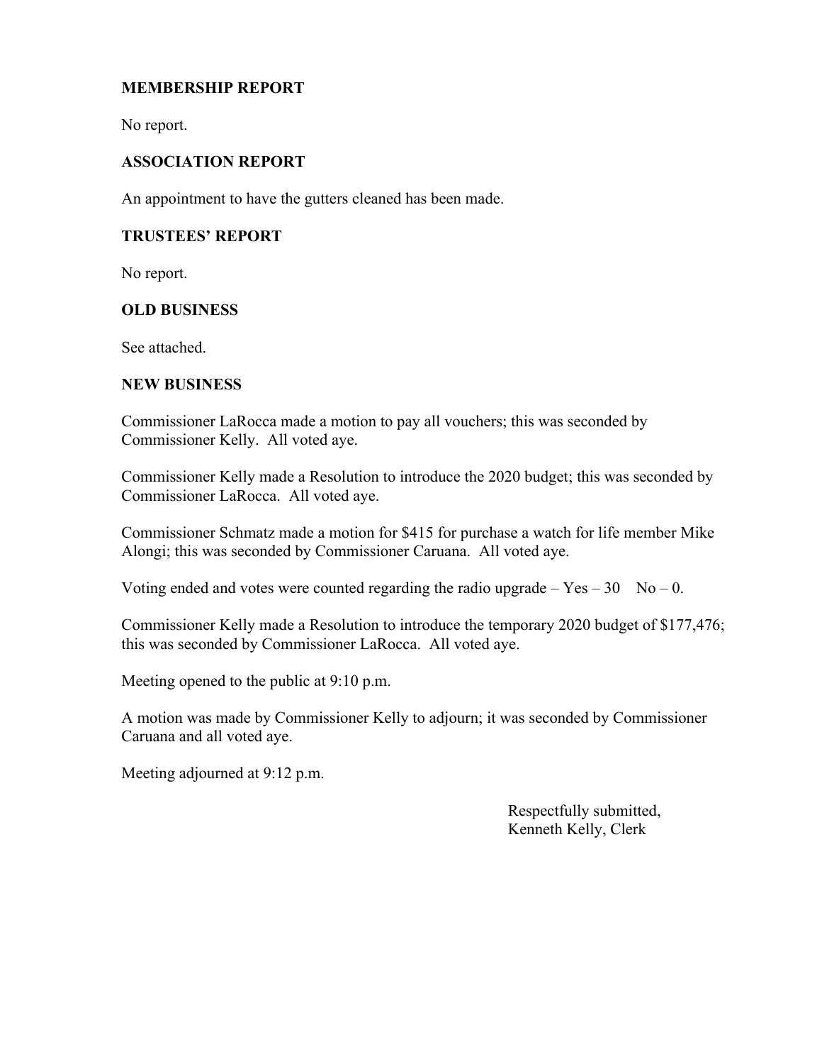**MEMBERSHIP REPORT**

No report.

**ASSOCIATION REPORT**

An appointment to have the gutters cleaned has been made.

**TRUSTEES' REPORT**

No report.

**OLD BUSINESS**

See attached.

**NEW BUSINESS**

Commissioner LaRocca made a motion to pay all vouchers; this was seconded by Commissioner Kelly. All voted aye.

Commissioner Kelly made a Resolution to introduce the 2020 budget; this was seconded by Commissioner LaRocca. All voted aye.

Commissioner Schmatz made a motion for $415 for purchase a watch for life member Mike Alongi; this was seconded by Commissioner Caruana. All voted aye.

Voting ended and votes were counted regarding the radio upgrade – Yes – 30 No – 0.

Commissioner Kelly made a Resolution to introduce the temporary 2020 budget of $177,476; this was seconded by Commissioner LaRocca. All voted aye.

Meeting opened to the public at 9:10 p.m.

A motion was made by Commissioner Kelly to adjourn; it was seconded by Commissioner Caruana and all voted aye.

Meeting adjourned at 9:12 p.m.

Respectfully submitted,
Kenneth Kelly, Clerk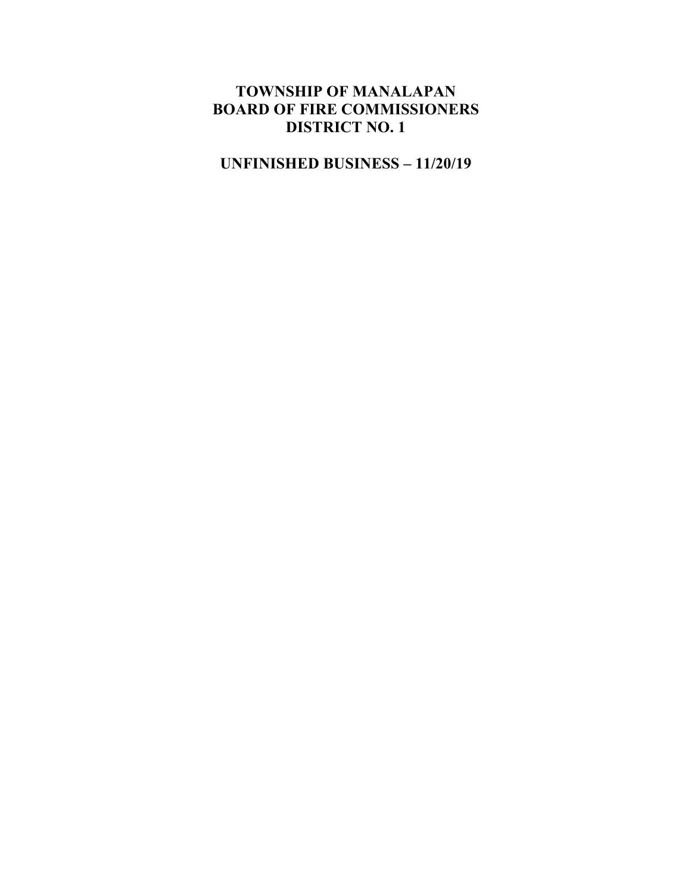# TOWNSHIP OF MANALAPAN
# BOARD OF FIRE COMMISSIONERS
# DISTRICT NO. 1

## UNFINISHED BUSINESS – 11/20/19